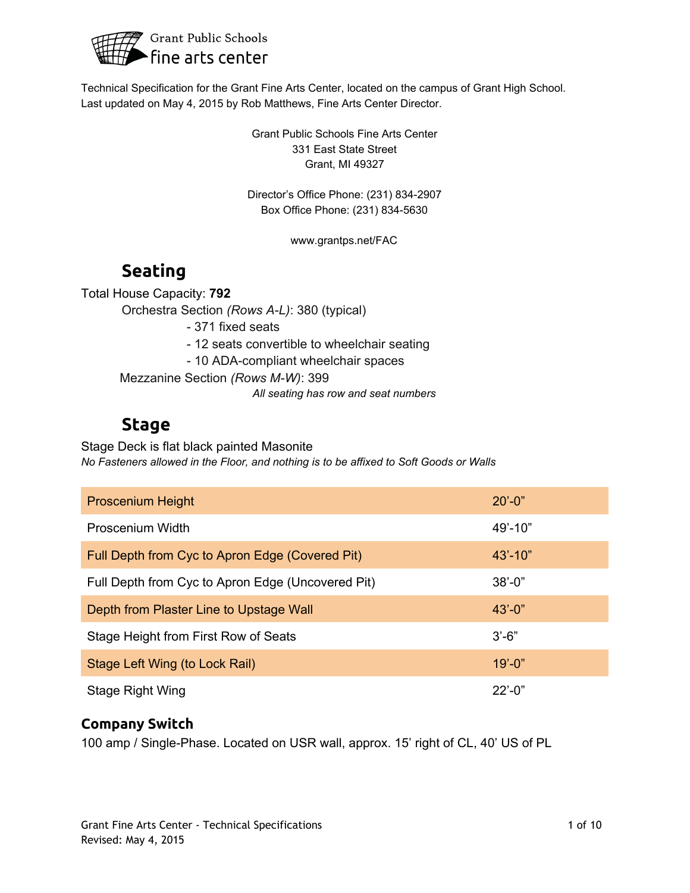Grant Public Schools
fine arts center

Technical Specification for the Grant Fine Arts Center, located on the campus of Grant High School.
Last updated on May 4, 2015 by Rob Matthews, Fine Arts Center Director.

Grant Public Schools Fine Arts Center
331 East State Street
Grant, MI 49327

Director's Office Phone: (231) 834-2907
Box Office Phone: (231) 834-5630

www.grantps.net/FAC

## Seating

Total House Capacity: **792**

Orchestra Section *(Rows A-L)*: 380 (typical)

- 371 fixed seats
- 12 seats convertible to wheelchair seating
- 10 ADA-compliant wheelchair spaces

Mezzanine Section *(Rows M-W)*: 399

*All seating has row and seat numbers*

## Stage

Stage Deck is flat black painted Masonite

*No Fasteners allowed in the Floor, and nothing is to be affixed to Soft Goods or Walls*

| | |
|---|---|
| Proscenium Height | 20'-0" |
| Proscenium Width | 49'-10" |
| Full Depth from Cyc to Apron Edge (Covered Pit) | 43'-10" |
| Full Depth from Cyc to Apron Edge (Uncovered Pit) | 38'-0" |
| Depth from Plaster Line to Upstage Wall | 43'-0" |
| Stage Height from First Row of Seats | 3'-6" |
| Stage Left Wing (to Lock Rail) | 19'-0" |
| Stage Right Wing | 22'-0" |

### Company Switch

100 amp / Single-Phase. Located on USR wall, approx. 15' right of CL, 40' US of PL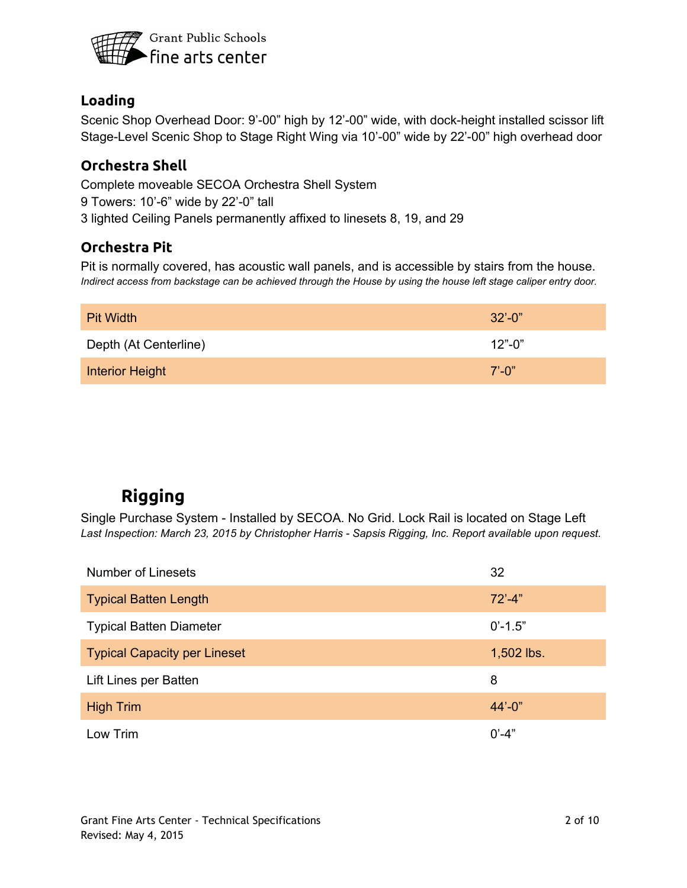## Loading

Scenic Shop Overhead Door: 9’-00” high by 12’-00” wide, with dock-height installed scissor lift
Stage-Level Scenic Shop to Stage Right Wing via 10’-00” wide by 22’-00” high overhead door

## Orchestra Shell

Complete moveable SECOA Orchestra Shell System
9 Towers: 10’-6” wide by 22’-0” tall
3 lighted Ceiling Panels permanently affixed to linesets 8, 19, and 29

## Orchestra Pit

Pit is normally covered, has acoustic wall panels, and is accessible by stairs from the house.
*Indirect access from backstage can be achieved through the House by using the house left stage caliper entry door.*

| | |
|---|---|
| Pit Width | 32’-0” |
| Depth (At Centerline) | 12”-0” |
| Interior Height | 7’-0” |

## Rigging

Single Purchase System - Installed by SECOA. No Grid. Lock Rail is located on Stage Left
*Last Inspection: March 23, 2015 by Christopher Harris - Sapsis Rigging, Inc. Report available upon request.*

| | |
|---|---|
| Number of Linesets | 32 |
| Typical Batten Length | 72’-4” |
| Typical Batten Diameter | 0’-1.5” |
| Typical Capacity per Lineset | 1,502 lbs. |
| Lift Lines per Batten | 8 |
| High Trim | 44’-0” |
| Low Trim | 0’-4” |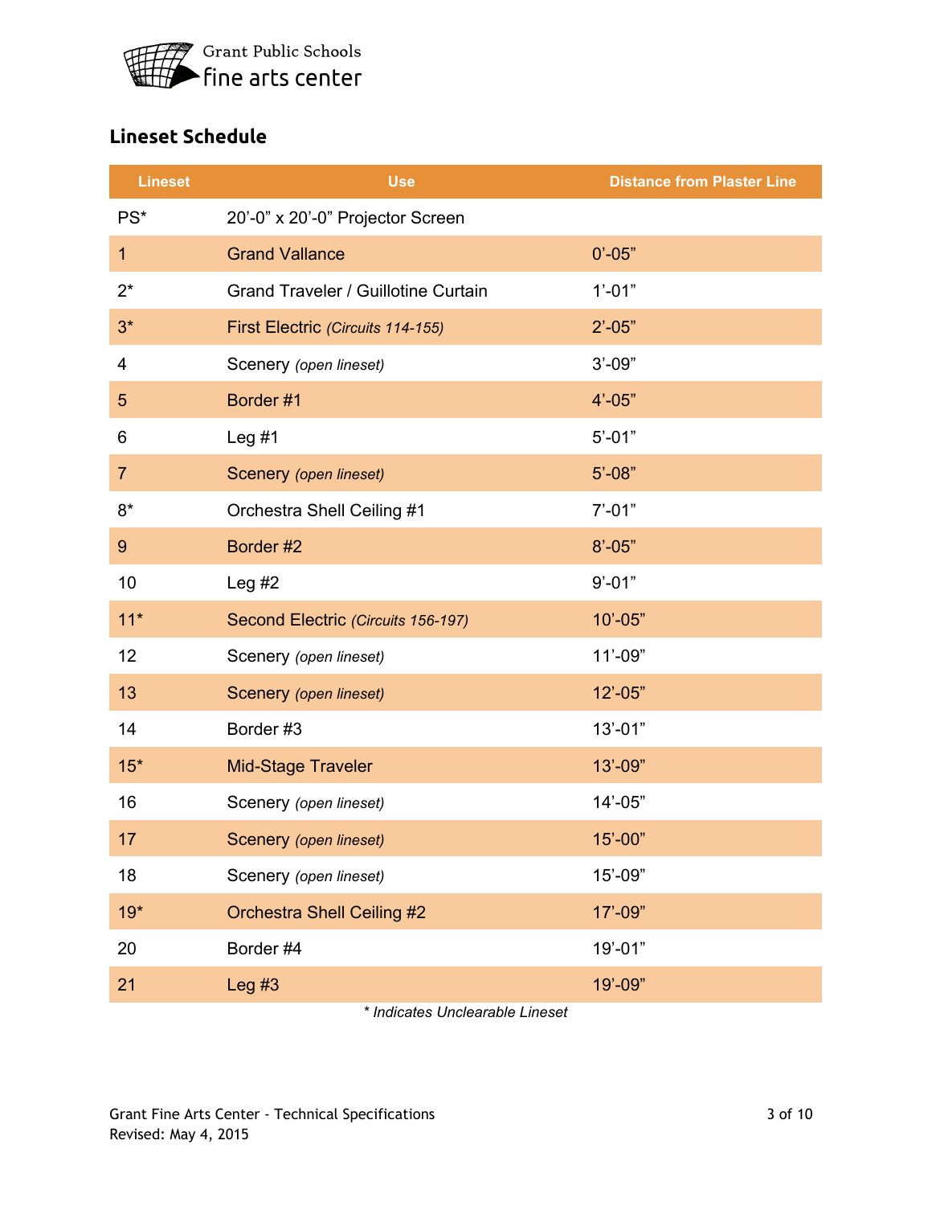Grant Public Schools
fine arts center

## Lineset Schedule

| Lineset | Use | Distance from Plaster Line |
|---|---|---|
| PS* | 20'-0" x 20'-0" Projector Screen | |
| 1 | Grand Vallance | 0'-05" |
| 2* | Grand Traveler / Guillotine Curtain | 1'-01" |
| 3* | First Electric *(Circuits 114-155)* | 2'-05" |
| 4 | Scenery *(open lineset)* | 3'-09" |
| 5 | Border #1 | 4'-05" |
| 6 | Leg #1 | 5'-01" |
| 7 | Scenery *(open lineset)* | 5'-08" |
| 8* | Orchestra Shell Ceiling #1 | 7'-01" |
| 9 | Border #2 | 8'-05" |
| 10 | Leg #2 | 9'-01" |
| 11* | Second Electric *(Circuits 156-197)* | 10'-05" |
| 12 | Scenery *(open lineset)* | 11'-09" |
| 13 | Scenery *(open lineset)* | 12'-05" |
| 14 | Border #3 | 13'-01" |
| 15* | Mid-Stage Traveler | 13'-09" |
| 16 | Scenery *(open lineset)* | 14'-05" |
| 17 | Scenery *(open lineset)* | 15'-00" |
| 18 | Scenery *(open lineset)* | 15'-09" |
| 19* | Orchestra Shell Ceiling #2 | 17'-09" |
| 20 | Border #4 | 19'-01" |
| 21 | Leg #3 | 19'-09" |

*\* Indicates Unclearable Lineset*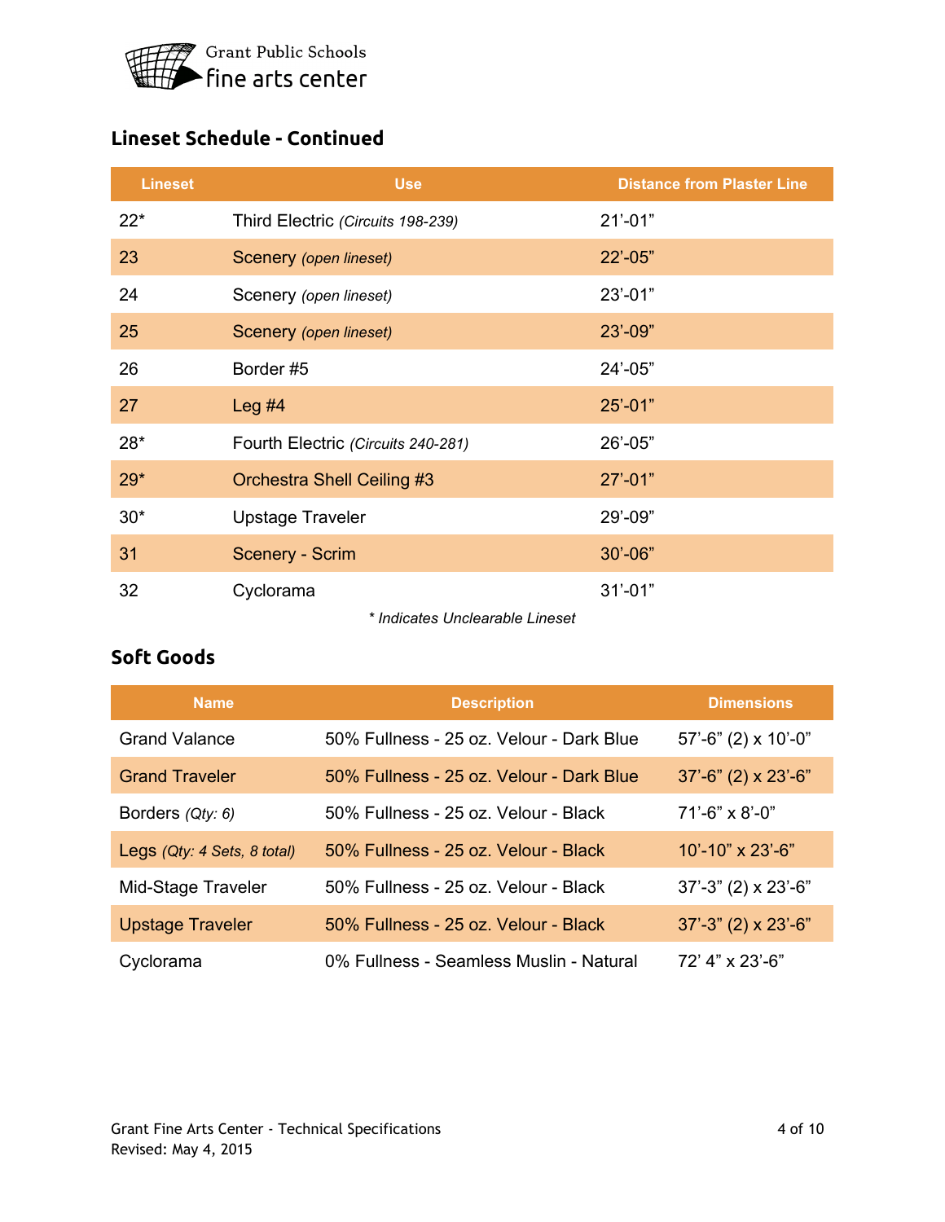## Lineset Schedule - Continued

| Lineset | Use | Distance from Plaster Line |
|---|---|---|
| 22* | Third Electric *(Circuits 198-239)* | 21'-01" |
| 23 | Scenery *(open lineset)* | 22'-05" |
| 24 | Scenery *(open lineset)* | 23'-01" |
| 25 | Scenery *(open lineset)* | 23'-09" |
| 26 | Border #5 | 24'-05" |
| 27 | Leg #4 | 25'-01" |
| 28* | Fourth Electric *(Circuits 240-281)* | 26'-05" |
| 29* | Orchestra Shell Ceiling #3 | 27'-01" |
| 30* | Upstage Traveler | 29'-09" |
| 31 | Scenery - Scrim | 30'-06" |
| 32 | Cyclorama | 31'-01" |

*\* Indicates Unclearable Lineset*

## Soft Goods

| Name | Description | Dimensions |
|---|---|---|
| Grand Valance | 50% Fullness - 25 oz. Velour - Dark Blue | 57'-6" (2) x 10'-0" |
| Grand Traveler | 50% Fullness - 25 oz. Velour - Dark Blue | 37'-6" (2) x 23'-6" |
| Borders *(Qty: 6)* | 50% Fullness - 25 oz. Velour - Black | 71'-6" x 8'-0" |
| Legs *(Qty: 4 Sets, 8 total)* | 50% Fullness - 25 oz. Velour - Black | 10'-10" x 23'-6" |
| Mid-Stage Traveler | 50% Fullness - 25 oz. Velour - Black | 37'-3" (2) x 23'-6" |
| Upstage Traveler | 50% Fullness - 25 oz. Velour - Black | 37'-3" (2) x 23'-6" |
| Cyclorama | 0% Fullness - Seamless Muslin - Natural | 72' 4" x 23'-6" |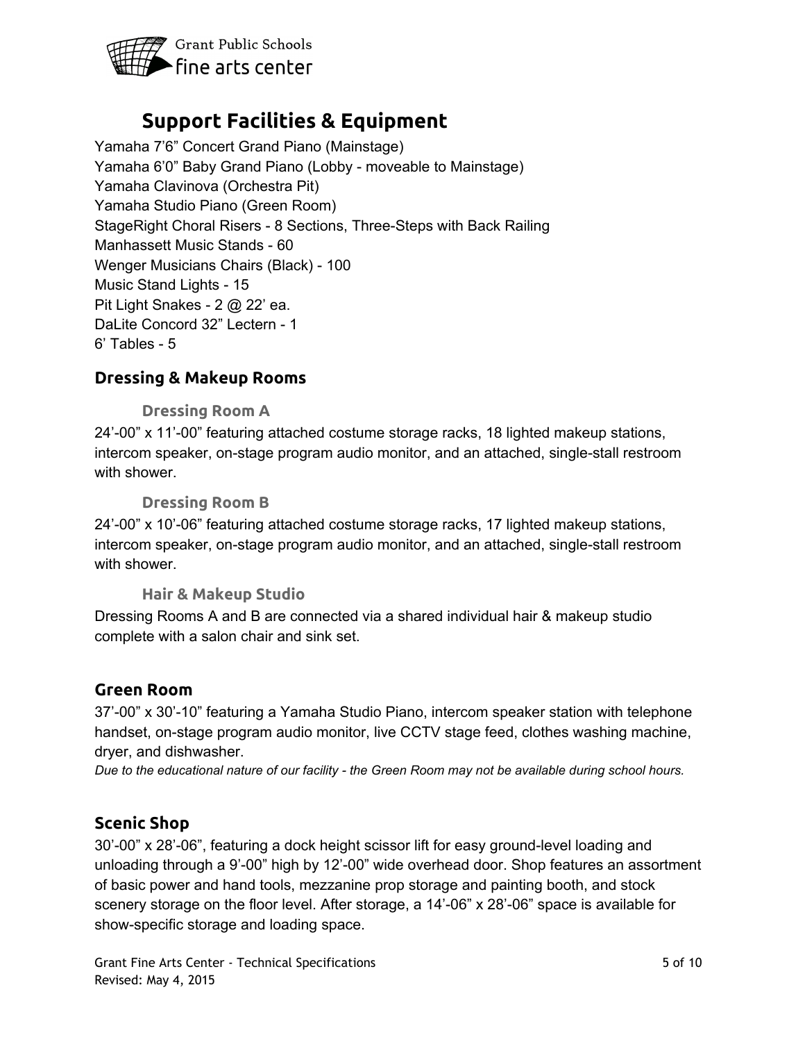# Support Facilities & Equipment

Yamaha 7'6" Concert Grand Piano (Mainstage)
Yamaha 6'0" Baby Grand Piano (Lobby - moveable to Mainstage)
Yamaha Clavinova (Orchestra Pit)
Yamaha Studio Piano (Green Room)
StageRight Choral Risers - 8 Sections, Three-Steps with Back Railing
Manhassett Music Stands - 60
Wenger Musicians Chairs (Black) - 100
Music Stand Lights - 15
Pit Light Snakes - 2 @ 22' ea.
DaLite Concord 32" Lectern - 1
6' Tables - 5

## Dressing & Makeup Rooms

### Dressing Room A

24'-00" x 11'-00" featuring attached costume storage racks, 18 lighted makeup stations, intercom speaker, on-stage program audio monitor, and an attached, single-stall restroom with shower.

### Dressing Room B

24'-00" x 10'-06" featuring attached costume storage racks, 17 lighted makeup stations, intercom speaker, on-stage program audio monitor, and an attached, single-stall restroom with shower.

### Hair & Makeup Studio

Dressing Rooms A and B are connected via a shared individual hair & makeup studio complete with a salon chair and sink set.

## Green Room

37'-00" x 30'-10" featuring a Yamaha Studio Piano, intercom speaker station with telephone handset, on-stage program audio monitor, live CCTV stage feed, clothes washing machine, dryer, and dishwasher.

*Due to the educational nature of our facility - the Green Room may not be available during school hours.*

## Scenic Shop

30'-00" x 28'-06", featuring a dock height scissor lift for easy ground-level loading and unloading through a 9'-00" high by 12'-00" wide overhead door. Shop features an assortment of basic power and hand tools, mezzanine prop storage and painting booth, and stock scenery storage on the floor level. After storage, a 14'-06" x 28'-06" space is available for show-specific storage and loading space.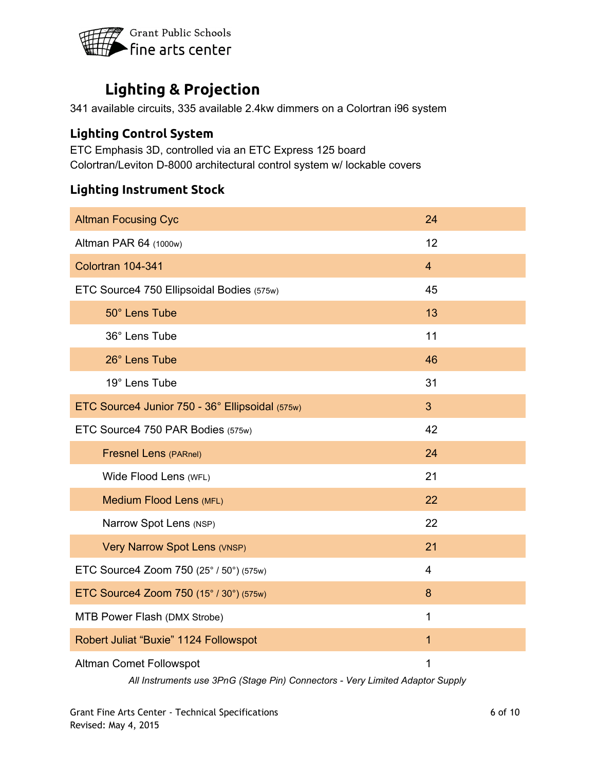Grant Public Schools
fine arts center

# Lighting & Projection

341 available circuits, 335 available 2.4kw dimmers on a Colortran i96 system

## Lighting Control System

ETC Emphasis 3D, controlled via an ETC Express 125 board
Colortran/Leviton D-8000 architectural control system w/ lockable covers

## Lighting Instrument Stock

| Instrument | Quantity |
|---|---|
| Altman Focusing Cyc | 24 |
| Altman PAR 64 (1000w) | 12 |
| Colortran 104-341 | 4 |
| ETC Source4 750 Ellipsoidal Bodies (575w) | 45 |
| 50° Lens Tube | 13 |
| 36° Lens Tube | 11 |
| 26° Lens Tube | 46 |
| 19° Lens Tube | 31 |
| ETC Source4 Junior 750 - 36° Ellipsoidal (575w) | 3 |
| ETC Source4 750 PAR Bodies (575w) | 42 |
| Fresnel Lens (PARnel) | 24 |
| Wide Flood Lens (WFL) | 21 |
| Medium Flood Lens (MFL) | 22 |
| Narrow Spot Lens (NSP) | 22 |
| Very Narrow Spot Lens (VNSP) | 21 |
| ETC Source4 Zoom 750 (25° / 50°) (575w) | 4 |
| ETC Source4 Zoom 750 (15° / 30°) (575w) | 8 |
| MTB Power Flash (DMX Strobe) | 1 |
| Robert Juliat "Buxie" 1124 Followspot | 1 |
| Altman Comet Followspot | 1 |

*All Instruments use 3PnG (Stage Pin) Connectors - Very Limited Adaptor Supply*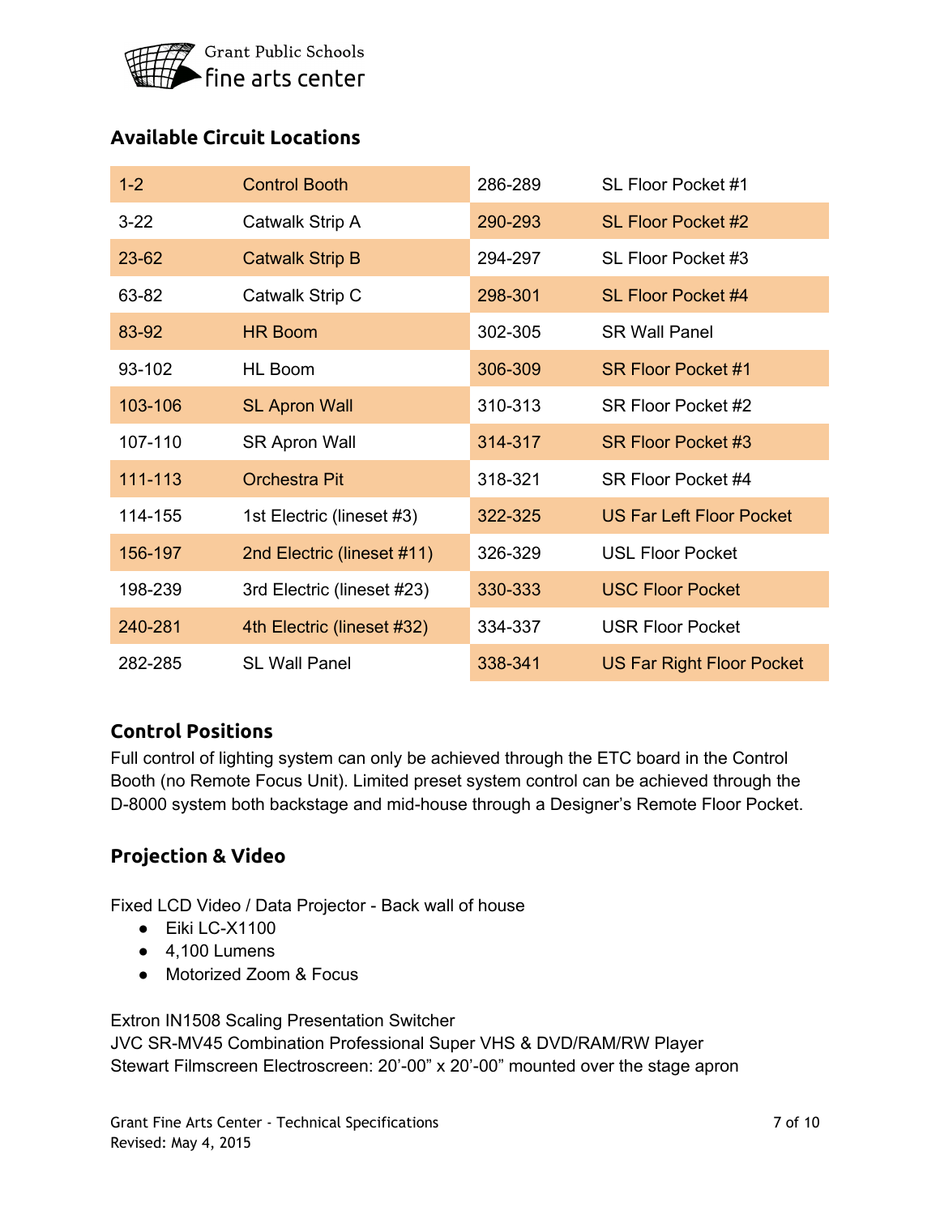## Available Circuit Locations

| | | | |
|---|---|---|---|
| 1-2 | Control Booth | 286-289 | SL Floor Pocket #1 |
| 3-22 | Catwalk Strip A | 290-293 | SL Floor Pocket #2 |
| 23-62 | Catwalk Strip B | 294-297 | SL Floor Pocket #3 |
| 63-82 | Catwalk Strip C | 298-301 | SL Floor Pocket #4 |
| 83-92 | HR Boom | 302-305 | SR Wall Panel |
| 93-102 | HL Boom | 306-309 | SR Floor Pocket #1 |
| 103-106 | SL Apron Wall | 310-313 | SR Floor Pocket #2 |
| 107-110 | SR Apron Wall | 314-317 | SR Floor Pocket #3 |
| 111-113 | Orchestra Pit | 318-321 | SR Floor Pocket #4 |
| 114-155 | 1st Electric (lineset #3) | 322-325 | US Far Left Floor Pocket |
| 156-197 | 2nd Electric (lineset #11) | 326-329 | USL Floor Pocket |
| 198-239 | 3rd Electric (lineset #23) | 330-333 | USC Floor Pocket |
| 240-281 | 4th Electric (lineset #32) | 334-337 | USR Floor Pocket |
| 282-285 | SL Wall Panel | 338-341 | US Far Right Floor Pocket |

## Control Positions

Full control of lighting system can only be achieved through the ETC board in the Control Booth (no Remote Focus Unit). Limited preset system control can be achieved through the D-8000 system both backstage and mid-house through a Designer's Remote Floor Pocket.

## Projection & Video

Fixed LCD Video / Data Projector - Back wall of house

- Eiki LC-X1100
- 4,100 Lumens
- Motorized Zoom & Focus

Extron IN1508 Scaling Presentation Switcher
JVC SR-MV45 Combination Professional Super VHS & DVD/RAM/RW Player
Stewart Filmscreen Electroscreen: 20'-00" x 20'-00" mounted over the stage apron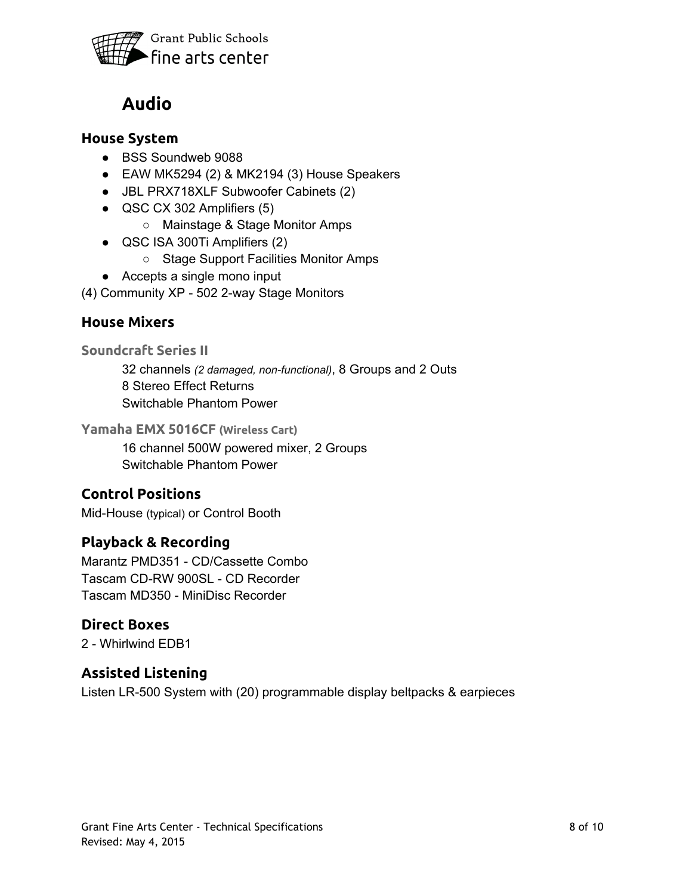# Audio

## House System

- BSS Soundweb 9088
- EAW MK5294 (2) & MK2194 (3) House Speakers
- JBL PRX718XLF Subwoofer Cabinets (2)
- QSC CX 302 Amplifiers (5)
  - Mainstage & Stage Monitor Amps
- QSC ISA 300Ti Amplifiers (2)
  - Stage Support Facilities Monitor Amps
- Accepts a single mono input

(4) Community XP - 502 2-way Stage Monitors

## House Mixers

### Soundcraft Series II

32 channels *(2 damaged, non-functional)*, 8 Groups and 2 Outs
8 Stereo Effect Returns
Switchable Phantom Power

### Yamaha EMX 5016CF (Wireless Cart)

16 channel 500W powered mixer, 2 Groups
Switchable Phantom Power

## Control Positions

Mid-House (typical) or Control Booth

## Playback & Recording

Marantz PMD351 - CD/Cassette Combo
Tascam CD-RW 900SL - CD Recorder
Tascam MD350 - MiniDisc Recorder

## Direct Boxes

2 - Whirlwind EDB1

## Assisted Listening

Listen LR-500 System with (20) programmable display beltpacks & earpieces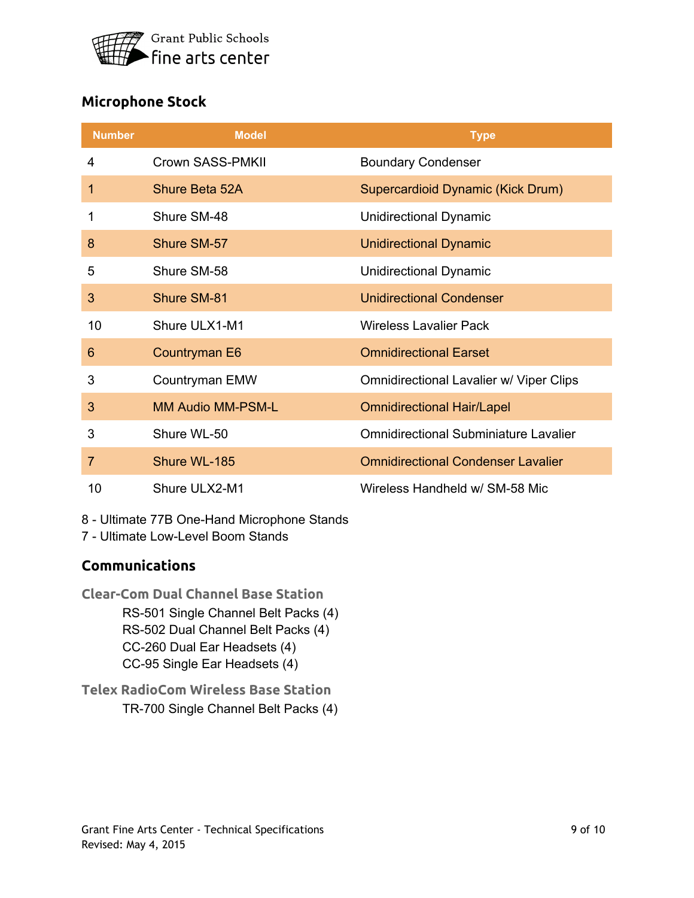Grant Public Schools
fine arts center

## Microphone Stock

| Number | Model | Type |
|---|---|---|
| 4 | Crown SASS-PMKII | Boundary Condenser |
| 1 | Shure Beta 52A | Supercardioid Dynamic (Kick Drum) |
| 1 | Shure SM-48 | Unidirectional Dynamic |
| 8 | Shure SM-57 | Unidirectional Dynamic |
| 5 | Shure SM-58 | Unidirectional Dynamic |
| 3 | Shure SM-81 | Unidirectional Condenser |
| 10 | Shure ULX1-M1 | Wireless Lavalier Pack |
| 6 | Countryman E6 | Omnidirectional Earset |
| 3 | Countryman EMW | Omnidirectional Lavalier w/ Viper Clips |
| 3 | MM Audio MM-PSM-L | Omnidirectional Hair/Lapel |
| 3 | Shure WL-50 | Omnidirectional Subminiature Lavalier |
| 7 | Shure WL-185 | Omnidirectional Condenser Lavalier |
| 10 | Shure ULX2-M1 | Wireless Handheld w/ SM-58 Mic |

8 - Ultimate 77B One-Hand Microphone Stands
7 - Ultimate Low-Level Boom Stands

## Communications

### Clear-Com Dual Channel Base Station

- RS-501 Single Channel Belt Packs (4)
- RS-502 Dual Channel Belt Packs (4)
- CC-260 Dual Ear Headsets (4)
- CC-95 Single Ear Headsets (4)

### Telex RadioCom Wireless Base Station

- TR-700 Single Channel Belt Packs (4)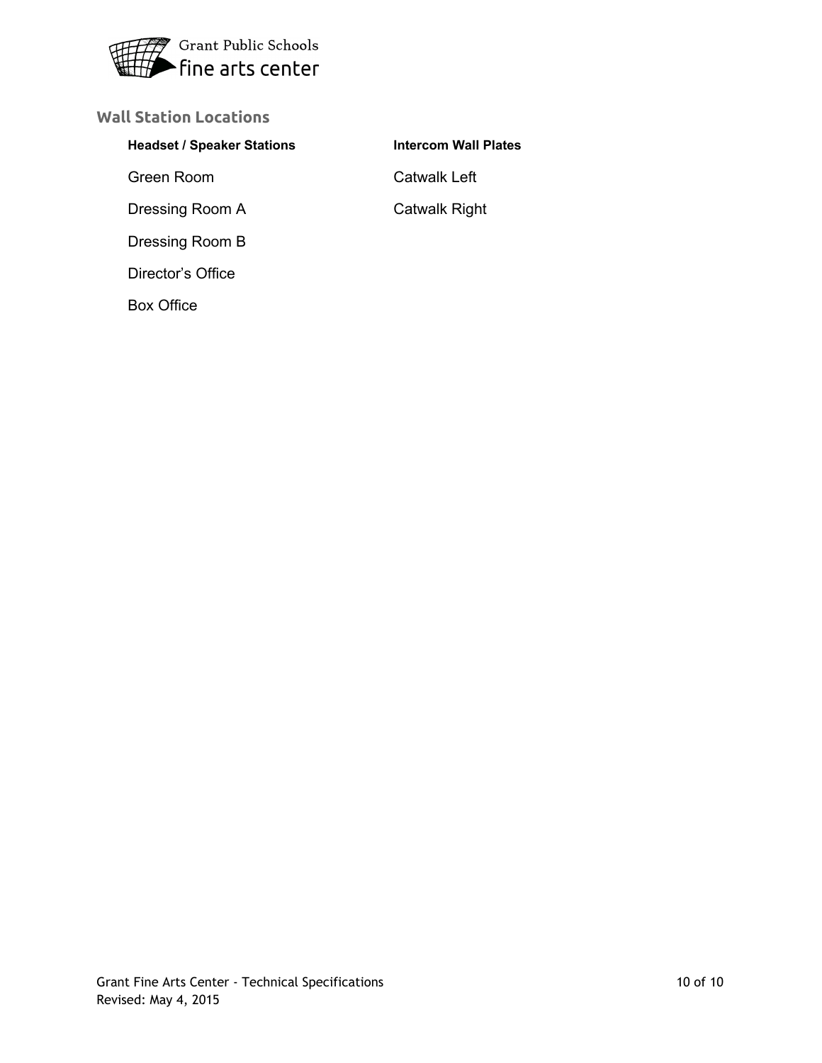## Wall Station Locations

| Headset / Speaker Stations | Intercom Wall Plates |
|---|---|
| Green Room | Catwalk Left |
| Dressing Room A | Catwalk Right |
| Dressing Room B | |
| Director's Office | |
| Box Office | |